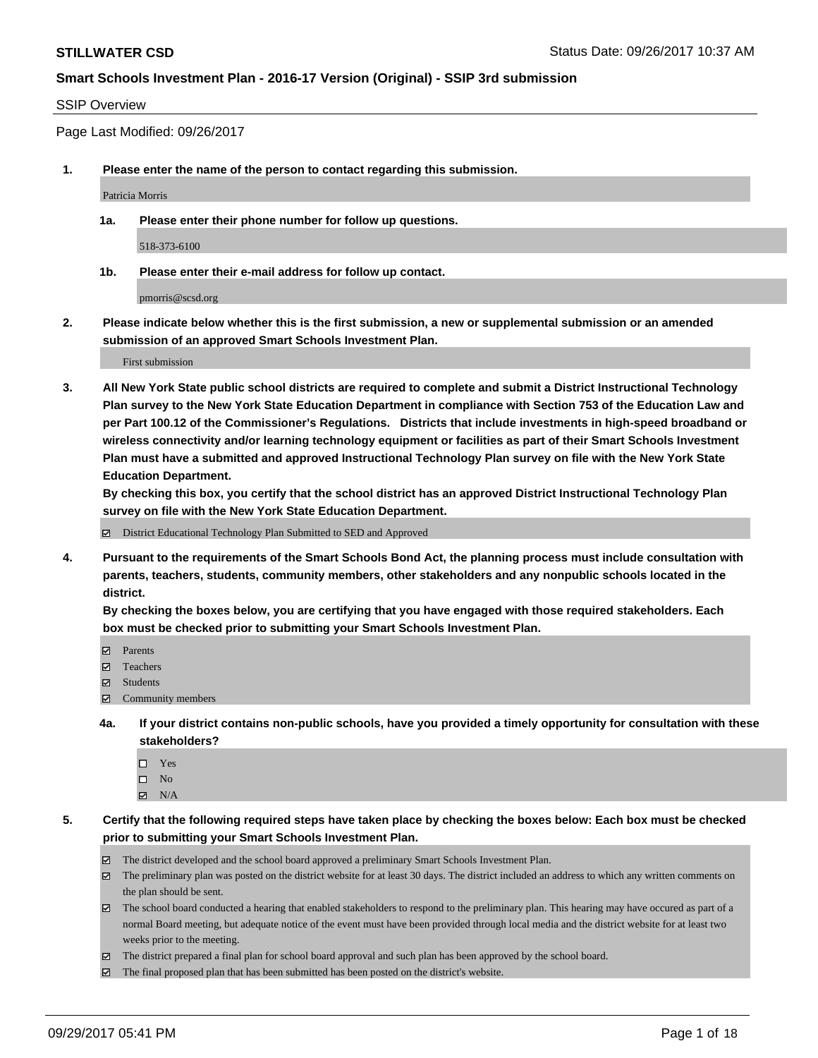**STILLWATER CSD** Status Date: 09/26/2017 10:37 AM

**Smart Schools Investment Plan - 2016-17 Version (Original) - SSIP 3rd submission**

SSIP Overview

Page Last Modified: 09/26/2017

**1. Please enter the name of the person to contact regarding this submission.**

Patricia Morris

**1a. Please enter their phone number for follow up questions.**

518-373-6100

**1b. Please enter their e-mail address for follow up contact.**

pmorris@scsd.org

**2. Please indicate below whether this is the first submission, a new or supplemental submission or an amended submission of an approved Smart Schools Investment Plan.**

First submission

**3. All New York State public school districts are required to complete and submit a District Instructional Technology Plan survey to the New York State Education Department in compliance with Section 753 of the Education Law and per Part 100.12 of the Commissioner's Regulations. Districts that include investments in high-speed broadband or wireless connectivity and/or learning technology equipment or facilities as part of their Smart Schools Investment Plan must have a submitted and approved Instructional Technology Plan survey on file with the New York State Education Department.**
**By checking this box, you certify that the school district has an approved District Instructional Technology Plan survey on file with the New York State Education Department.**

☑ District Educational Technology Plan Submitted to SED and Approved

**4. Pursuant to the requirements of the Smart Schools Bond Act, the planning process must include consultation with parents, teachers, students, community members, other stakeholders and any nonpublic schools located in the district.**
**By checking the boxes below, you are certifying that you have engaged with those required stakeholders. Each box must be checked prior to submitting your Smart Schools Investment Plan.**

☑ Parents
☑ Teachers
☑ Students
☑ Community members

**4a. If your district contains non-public schools, have you provided a timely opportunity for consultation with these stakeholders?**

☐ Yes
☐ No
☑ N/A

**5. Certify that the following required steps have taken place by checking the boxes below: Each box must be checked prior to submitting your Smart Schools Investment Plan.**

☑ The district developed and the school board approved a preliminary Smart Schools Investment Plan.
☑ The preliminary plan was posted on the district website for at least 30 days. The district included an address to which any written comments on the plan should be sent.
☑ The school board conducted a hearing that enabled stakeholders to respond to the preliminary plan. This hearing may have occured as part of a normal Board meeting, but adequate notice of the event must have been provided through local media and the district website for at least two weeks prior to the meeting.
☑ The district prepared a final plan for school board approval and such plan has been approved by the school board.
☑ The final proposed plan that has been submitted has been posted on the district's website.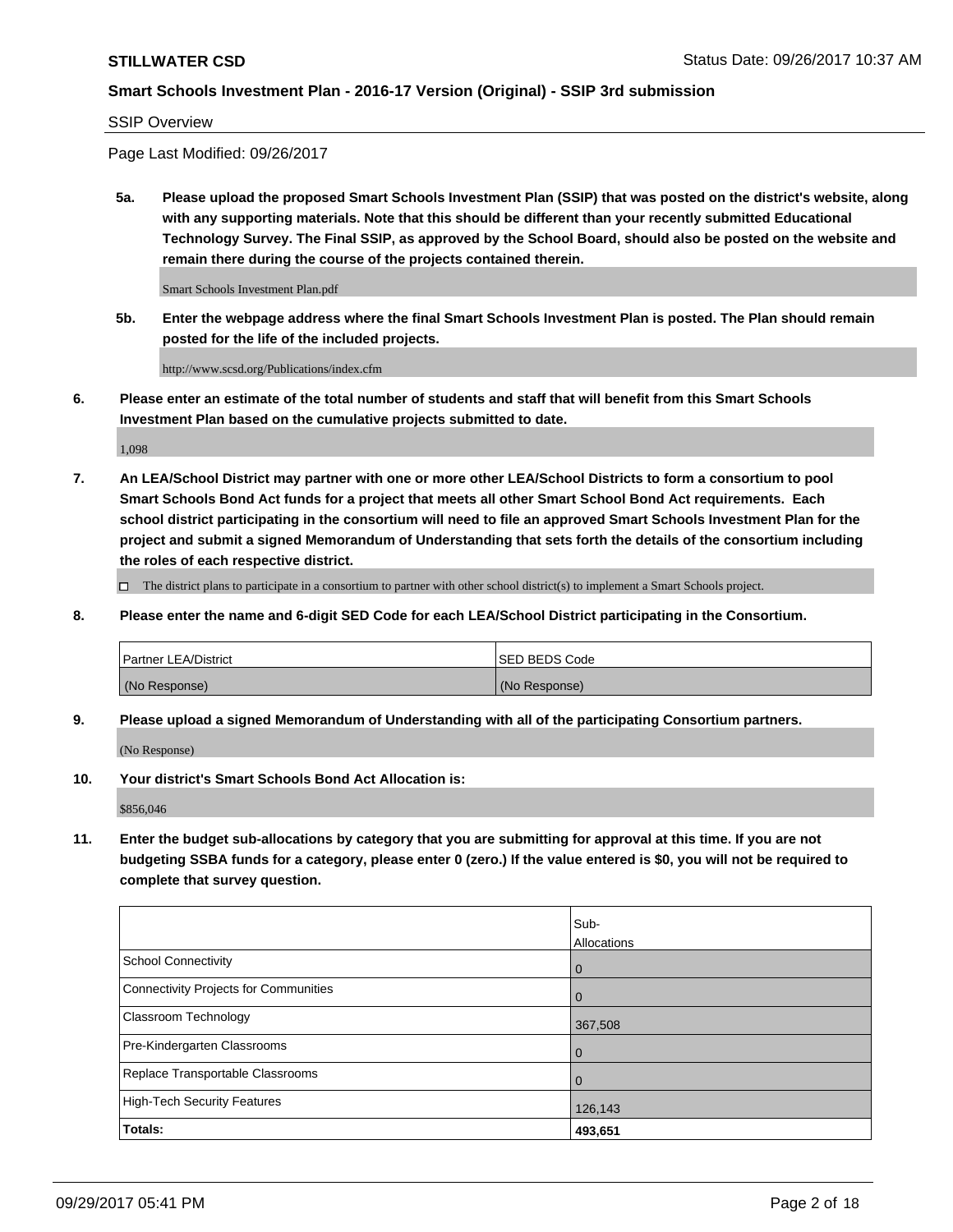SSIP Overview

Page Last Modified: 09/26/2017

**5a. Please upload the proposed Smart Schools Investment Plan (SSIP) that was posted on the district's website, along with any supporting materials. Note that this should be different than your recently submitted Educational Technology Survey. The Final SSIP, as approved by the School Board, should also be posted on the website and remain there during the course of the projects contained therein.**

Smart Schools Investment Plan.pdf

**5b. Enter the webpage address where the final Smart Schools Investment Plan is posted. The Plan should remain posted for the life of the included projects.**

http://www.scsd.org/Publications/index.cfm

**6. Please enter an estimate of the total number of students and staff that will benefit from this Smart Schools Investment Plan based on the cumulative projects submitted to date.**

1,098

**7. An LEA/School District may partner with one or more other LEA/School Districts to form a consortium to pool Smart Schools Bond Act funds for a project that meets all other Smart School Bond Act requirements. Each school district participating in the consortium will need to file an approved Smart Schools Investment Plan for the project and submit a signed Memorandum of Understanding that sets forth the details of the consortium including the roles of each respective district.**

☐ The district plans to participate in a consortium to partner with other school district(s) to implement a Smart Schools project.

**8. Please enter the name and 6-digit SED Code for each LEA/School District participating in the Consortium.**

| Partner LEA/District | SED BEDS Code |
| --- | --- |
| (No Response) | (No Response) |

**9. Please upload a signed Memorandum of Understanding with all of the participating Consortium partners.**

(No Response)

**10. Your district's Smart Schools Bond Act Allocation is:**

$856,046

**11. Enter the budget sub-allocations by category that you are submitting for approval at this time. If you are not budgeting SSBA funds for a category, please enter 0 (zero.) If the value entered is $0, you will not be required to complete that survey question.**

| | Sub-Allocations |
| --- | --- |
| School Connectivity | 0 |
| Connectivity Projects for Communities | 0 |
| Classroom Technology | 367,508 |
| Pre-Kindergarten Classrooms | 0 |
| Replace Transportable Classrooms | 0 |
| High-Tech Security Features | 126,143 |
| **Totals:** | **493,651** |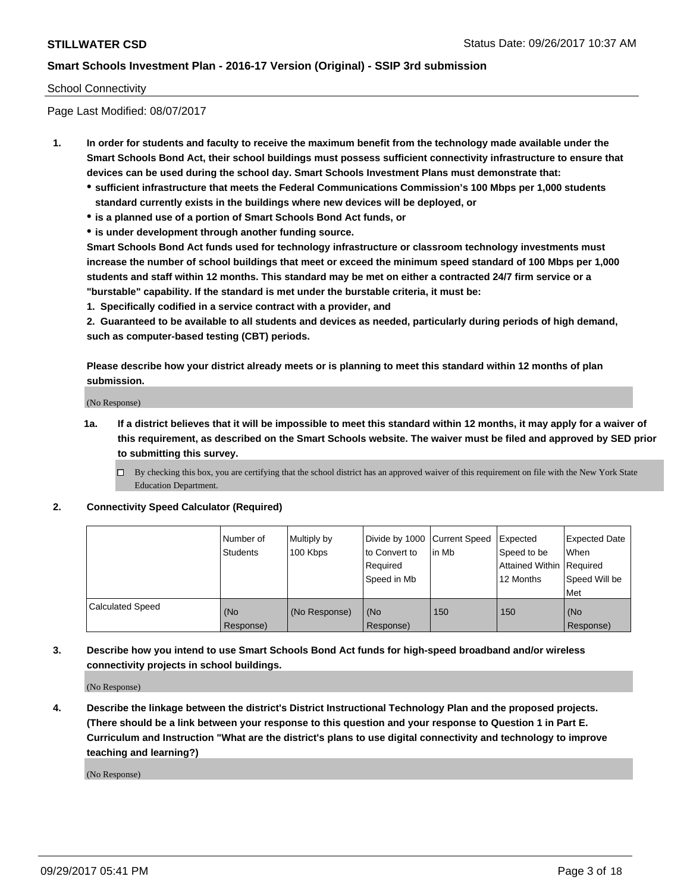School Connectivity

Page Last Modified: 08/07/2017

1. **In order for students and faculty to receive the maximum benefit from the technology made available under the Smart Schools Bond Act, their school buildings must possess sufficient connectivity infrastructure to ensure that devices can be used during the school day. Smart Schools Investment Plans must demonstrate that:**
   - **sufficient infrastructure that meets the Federal Communications Commission's 100 Mbps per 1,000 students standard currently exists in the buildings where new devices will be deployed, or**
   - **is a planned use of a portion of Smart Schools Bond Act funds, or**
   - **is under development through another funding source.**

   **Smart Schools Bond Act funds used for technology infrastructure or classroom technology investments must increase the number of school buildings that meet or exceed the minimum speed standard of 100 Mbps per 1,000 students and staff within 12 months. This standard may be met on either a contracted 24/7 firm service or a "burstable" capability. If the standard is met under the burstable criteria, it must be:**

   **1. Specifically codified in a service contract with a provider, and**

   **2. Guaranteed to be available to all students and devices as needed, particularly during periods of high demand, such as computer-based testing (CBT) periods.**

   **Please describe how your district already meets or is planning to meet this standard within 12 months of plan submission.**

   (No Response)

   **1a. If a district believes that it will be impossible to meet this standard within 12 months, it may apply for a waiver of this requirement, as described on the Smart Schools website. The waiver must be filed and approved by SED prior to submitting this survey.**

   ☐ By checking this box, you are certifying that the school district has an approved waiver of this requirement on file with the New York State Education Department.

2. **Connectivity Speed Calculator (Required)**

| | Number of Students | Multiply by 100 Kbps | Divide by 1000 to Convert to Required Speed in Mb | Current Speed in Mb | Expected Speed to be Attained Within 12 Months | Expected Date When Required Speed Will be Met |
|---|---|---|---|---|---|---|
| Calculated Speed | (No Response) | (No Response) | (No Response) | 150 | 150 | (No Response) |

3. **Describe how you intend to use Smart Schools Bond Act funds for high-speed broadband and/or wireless connectivity projects in school buildings.**

   (No Response)

4. **Describe the linkage between the district's District Instructional Technology Plan and the proposed projects. (There should be a link between your response to this question and your response to Question 1 in Part E. Curriculum and Instruction "What are the district's plans to use digital connectivity and technology to improve teaching and learning?)**

   (No Response)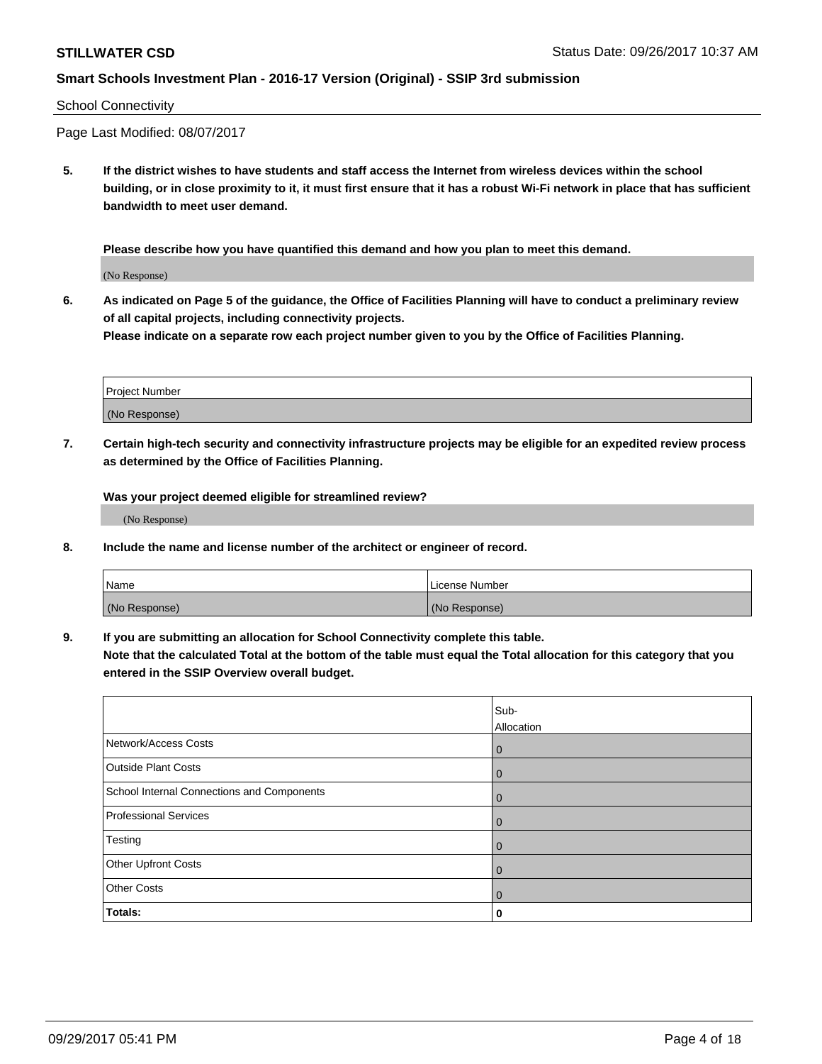School Connectivity

Page Last Modified: 08/07/2017

**5. If the district wishes to have students and staff access the Internet from wireless devices within the school building, or in close proximity to it, it must first ensure that it has a robust Wi-Fi network in place that has sufficient bandwidth to meet user demand.**

**Please describe how you have quantified this demand and how you plan to meet this demand.**

(No Response)

**6. As indicated on Page 5 of the guidance, the Office of Facilities Planning will have to conduct a preliminary review of all capital projects, including connectivity projects.**
**Please indicate on a separate row each project number given to you by the Office of Facilities Planning.**

| Project Number |
| --- |
| (No Response) |

**7. Certain high-tech security and connectivity infrastructure projects may be eligible for an expedited review process as determined by the Office of Facilities Planning.**

**Was your project deemed eligible for streamlined review?**

(No Response)

**8. Include the name and license number of the architect or engineer of record.**

| Name | License Number |
| --- | --- |
| (No Response) | (No Response) |

**9. If you are submitting an allocation for School Connectivity complete this table.**
**Note that the calculated Total at the bottom of the table must equal the Total allocation for this category that you entered in the SSIP Overview overall budget.**

| | Sub-Allocation |
| --- | --- |
| Network/Access Costs | 0 |
| Outside Plant Costs | 0 |
| School Internal Connections and Components | 0 |
| Professional Services | 0 |
| Testing | 0 |
| Other Upfront Costs | 0 |
| Other Costs | 0 |
| **Totals:** | **0** |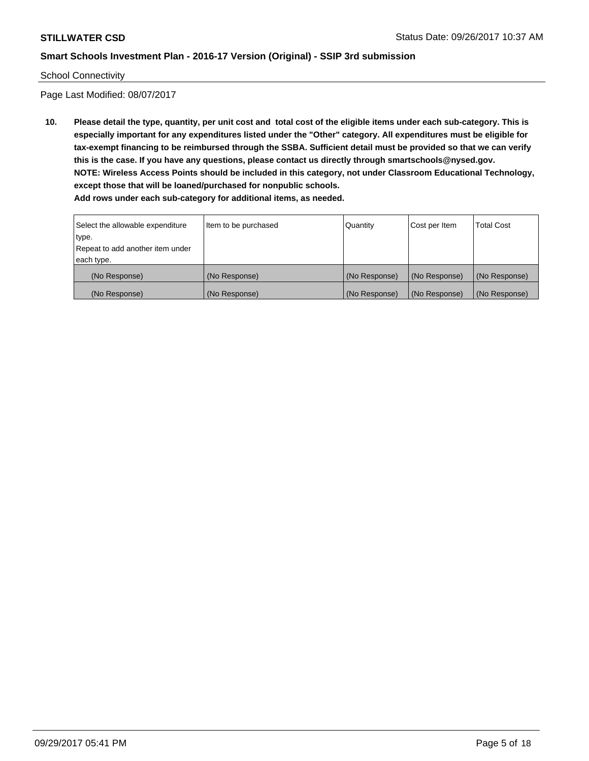School Connectivity

Page Last Modified: 08/07/2017

**10. Please detail the type, quantity, per unit cost and total cost of the eligible items under each sub-category. This is especially important for any expenditures listed under the "Other" category. All expenditures must be eligible for tax-exempt financing to be reimbursed through the SSBA. Sufficient detail must be provided so that we can verify this is the case. If you have any questions, please contact us directly through smartschools@nysed.gov.**
**NOTE: Wireless Access Points should be included in this category, not under Classroom Educational Technology, except those that will be loaned/purchased for nonpublic schools.**
**Add rows under each sub-category for additional items, as needed.**

| Select the allowable expenditure type. Repeat to add another item under each type. | Item to be purchased | Quantity | Cost per Item | Total Cost |
|---|---|---|---|---|
| (No Response) | (No Response) | (No Response) | (No Response) | (No Response) |
| (No Response) | (No Response) | (No Response) | (No Response) | (No Response) |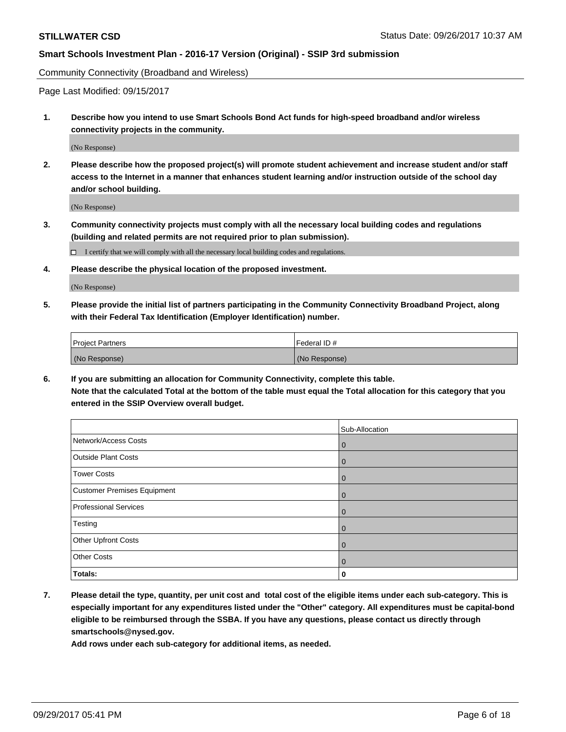Community Connectivity (Broadband and Wireless)

Page Last Modified: 09/15/2017

**1. Describe how you intend to use Smart Schools Bond Act funds for high-speed broadband and/or wireless connectivity projects in the community.**

(No Response)

**2. Please describe how the proposed project(s) will promote student achievement and increase student and/or staff access to the Internet in a manner that enhances student learning and/or instruction outside of the school day and/or school building.**

(No Response)

**3. Community connectivity projects must comply with all the necessary local building codes and regulations (building and related permits are not required prior to plan submission).**

☐ I certify that we will comply with all the necessary local building codes and regulations.

**4. Please describe the physical location of the proposed investment.**

(No Response)

**5. Please provide the initial list of partners participating in the Community Connectivity Broadband Project, along with their Federal Tax Identification (Employer Identification) number.**

| Project Partners | Federal ID # |
|---|---|
| (No Response) | (No Response) |

**6. If you are submitting an allocation for Community Connectivity, complete this table. Note that the calculated Total at the bottom of the table must equal the Total allocation for this category that you entered in the SSIP Overview overall budget.**

| | Sub-Allocation |
|---|---|
| Network/Access Costs | 0 |
| Outside Plant Costs | 0 |
| Tower Costs | 0 |
| Customer Premises Equipment | 0 |
| Professional Services | 0 |
| Testing | 0 |
| Other Upfront Costs | 0 |
| Other Costs | 0 |
| **Totals:** | **0** |

**7. Please detail the type, quantity, per unit cost and total cost of the eligible items under each sub-category. This is especially important for any expenditures listed under the "Other" category. All expenditures must be capital-bond eligible to be reimbursed through the SSBA. If you have any questions, please contact us directly through smartschools@nysed.gov.**

**Add rows under each sub-category for additional items, as needed.**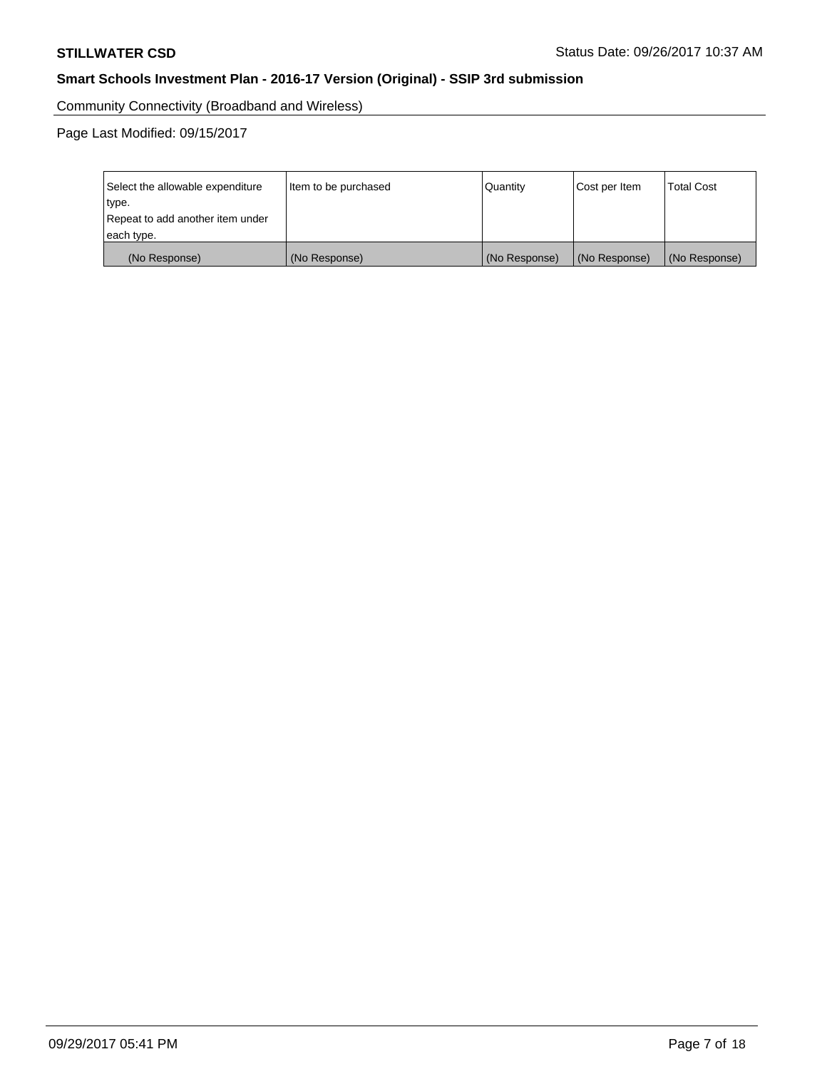Community Connectivity (Broadband and Wireless)

Page Last Modified: 09/15/2017

| Select the allowable expenditure type. Repeat to add another item under each type. | Item to be purchased | Quantity | Cost per Item | Total Cost |
|---|---|---|---|---|
| (No Response) | (No Response) | (No Response) | (No Response) | (No Response) |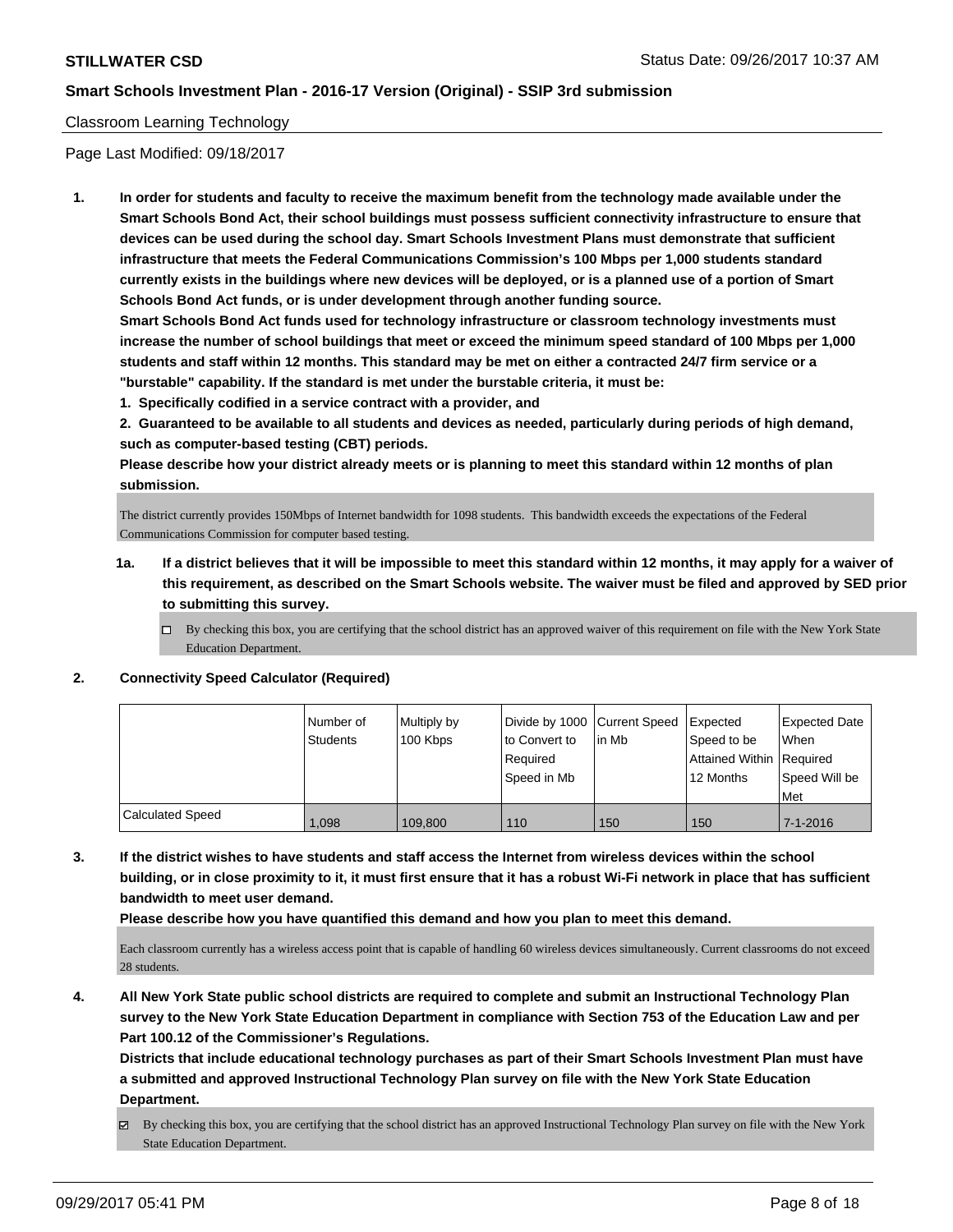Classroom Learning Technology

Page Last Modified: 09/18/2017

**1. In order for students and faculty to receive the maximum benefit from the technology made available under the Smart Schools Bond Act, their school buildings must possess sufficient connectivity infrastructure to ensure that devices can be used during the school day. Smart Schools Investment Plans must demonstrate that sufficient infrastructure that meets the Federal Communications Commission's 100 Mbps per 1,000 students standard currently exists in the buildings where new devices will be deployed, or is a planned use of a portion of Smart Schools Bond Act funds, or is under development through another funding source.**

**Smart Schools Bond Act funds used for technology infrastructure or classroom technology investments must increase the number of school buildings that meet or exceed the minimum speed standard of 100 Mbps per 1,000 students and staff within 12 months. This standard may be met on either a contracted 24/7 firm service or a "burstable" capability. If the standard is met under the burstable criteria, it must be:**

**1. Specifically codified in a service contract with a provider, and**

**2. Guaranteed to be available to all students and devices as needed, particularly during periods of high demand, such as computer-based testing (CBT) periods.**

**Please describe how your district already meets or is planning to meet this standard within 12 months of plan submission.**

The district currently provides 150Mbps of Internet bandwidth for 1098 students. This bandwidth exceeds the expectations of the Federal Communications Commission for computer based testing.

**1a. If a district believes that it will be impossible to meet this standard within 12 months, it may apply for a waiver of this requirement, as described on the Smart Schools website. The waiver must be filed and approved by SED prior to submitting this survey.**

☐ By checking this box, you are certifying that the school district has an approved waiver of this requirement on file with the New York State Education Department.

**2. Connectivity Speed Calculator (Required)**

| | Number of Students | Multiply by 100 Kbps | Divide by 1000 to Convert to Required Speed in Mb | Current Speed in Mb | Expected Speed to be Attained Within 12 Months | Expected Date When Required Speed Will be Met |
|---|---|---|---|---|---|---|
| Calculated Speed | 1,098 | 109,800 | 110 | 150 | 150 | 7-1-2016 |

**3. If the district wishes to have students and staff access the Internet from wireless devices within the school building, or in close proximity to it, it must first ensure that it has a robust Wi-Fi network in place that has sufficient bandwidth to meet user demand.**

**Please describe how you have quantified this demand and how you plan to meet this demand.**

Each classroom currently has a wireless access point that is capable of handling 60 wireless devices simultaneously. Current classrooms do not exceed 28 students.

**4. All New York State public school districts are required to complete and submit an Instructional Technology Plan survey to the New York State Education Department in compliance with Section 753 of the Education Law and per Part 100.12 of the Commissioner's Regulations.**

**Districts that include educational technology purchases as part of their Smart Schools Investment Plan must have a submitted and approved Instructional Technology Plan survey on file with the New York State Education Department.**

☑ By checking this box, you are certifying that the school district has an approved Instructional Technology Plan survey on file with the New York State Education Department.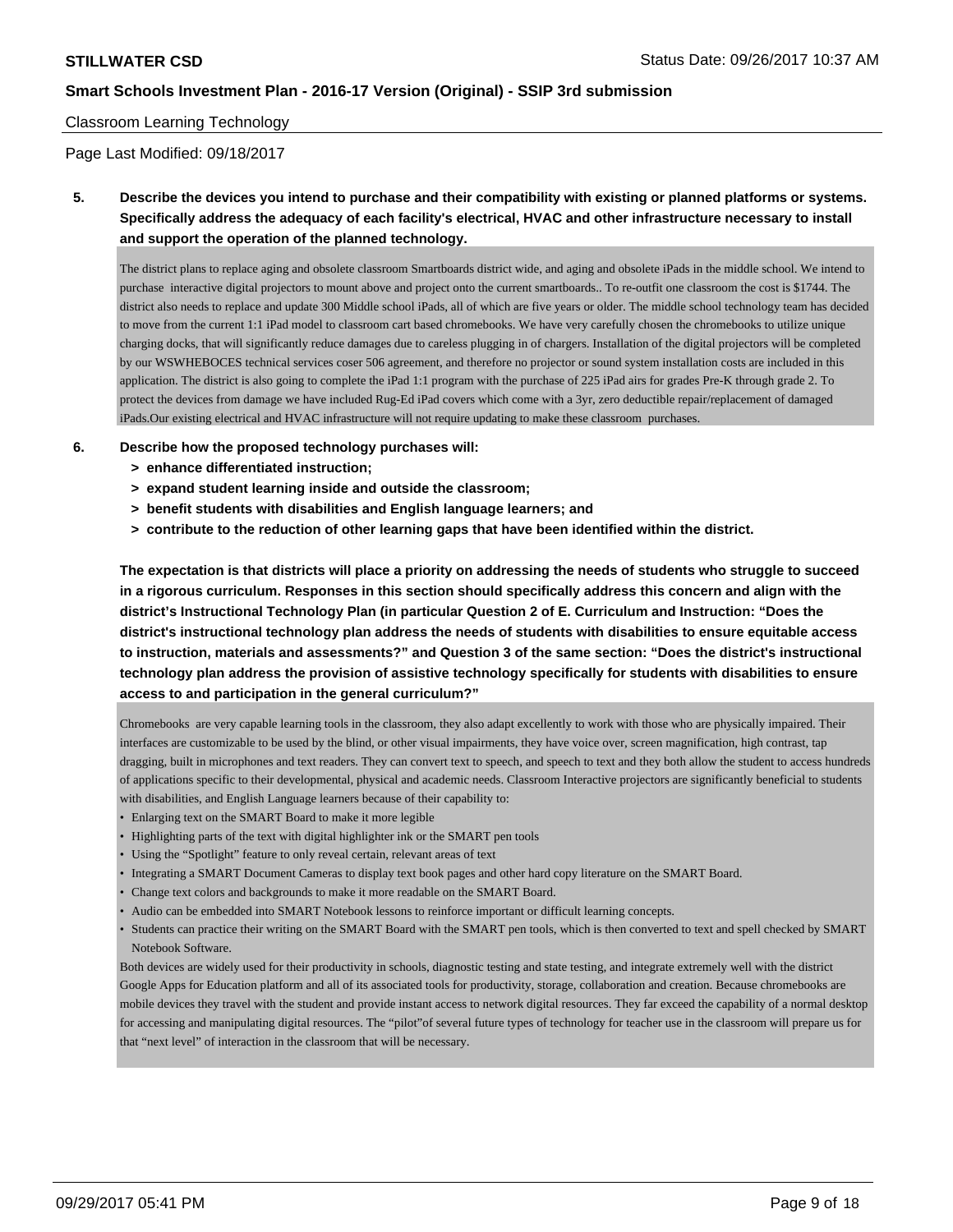Classroom Learning Technology

Page Last Modified: 09/18/2017

**5. Describe the devices you intend to purchase and their compatibility with existing or planned platforms or systems. Specifically address the adequacy of each facility's electrical, HVAC and other infrastructure necessary to install and support the operation of the planned technology.**

The district plans to replace aging and obsolete classroom Smartboards district wide, and aging and obsolete iPads in the middle school. We intend to purchase interactive digital projectors to mount above and project onto the current smartboards.. To re-outfit one classroom the cost is $1744. The district also needs to replace and update 300 Middle school iPads, all of which are five years or older. The middle school technology team has decided to move from the current 1:1 iPad model to classroom cart based chromebooks. We have very carefully chosen the chromebooks to utilize unique charging docks, that will significantly reduce damages due to careless plugging in of chargers. Installation of the digital projectors will be completed by our WSWHEBOCES technical services coser 506 agreement, and therefore no projector or sound system installation costs are included in this application. The district is also going to complete the iPad 1:1 program with the purchase of 225 iPad airs for grades Pre-K through grade 2. To protect the devices from damage we have included Rug-Ed iPad covers which come with a 3yr, zero deductible repair/replacement of damaged iPads.Our existing electrical and HVAC infrastructure will not require updating to make these classroom purchases.

**6. Describe how the proposed technology purchases will:**
- **> enhance differentiated instruction;**
- **> expand student learning inside and outside the classroom;**
- **> benefit students with disabilities and English language learners; and**
- **> contribute to the reduction of other learning gaps that have been identified within the district.**

**The expectation is that districts will place a priority on addressing the needs of students who struggle to succeed in a rigorous curriculum. Responses in this section should specifically address this concern and align with the district's Instructional Technology Plan (in particular Question 2 of E. Curriculum and Instruction: "Does the district's instructional technology plan address the needs of students with disabilities to ensure equitable access to instruction, materials and assessments?" and Question 3 of the same section: "Does the district's instructional technology plan address the provision of assistive technology specifically for students with disabilities to ensure access to and participation in the general curriculum?"**

Chromebooks are very capable learning tools in the classroom, they also adapt excellently to work with those who are physically impaired. Their interfaces are customizable to be used by the blind, or other visual impairments, they have voice over, screen magnification, high contrast, tap dragging, built in microphones and text readers. They can convert text to speech, and speech to text and they both allow the student to access hundreds of applications specific to their developmental, physical and academic needs. Classroom Interactive projectors are significantly beneficial to students with disabilities, and English Language learners because of their capability to:

- Enlarging text on the SMART Board to make it more legible
- Highlighting parts of the text with digital highlighter ink or the SMART pen tools
- Using the "Spotlight" feature to only reveal certain, relevant areas of text
- Integrating a SMART Document Cameras to display text book pages and other hard copy literature on the SMART Board.
- Change text colors and backgrounds to make it more readable on the SMART Board.
- Audio can be embedded into SMART Notebook lessons to reinforce important or difficult learning concepts.
- Students can practice their writing on the SMART Board with the SMART pen tools, which is then converted to text and spell checked by SMART Notebook Software.

Both devices are widely used for their productivity in schools, diagnostic testing and state testing, and integrate extremely well with the district Google Apps for Education platform and all of its associated tools for productivity, storage, collaboration and creation. Because chromebooks are mobile devices they travel with the student and provide instant access to network digital resources. They far exceed the capability of a normal desktop for accessing and manipulating digital resources. The "pilot"of several future types of technology for teacher use in the classroom will prepare us for that "next level" of interaction in the classroom that will be necessary.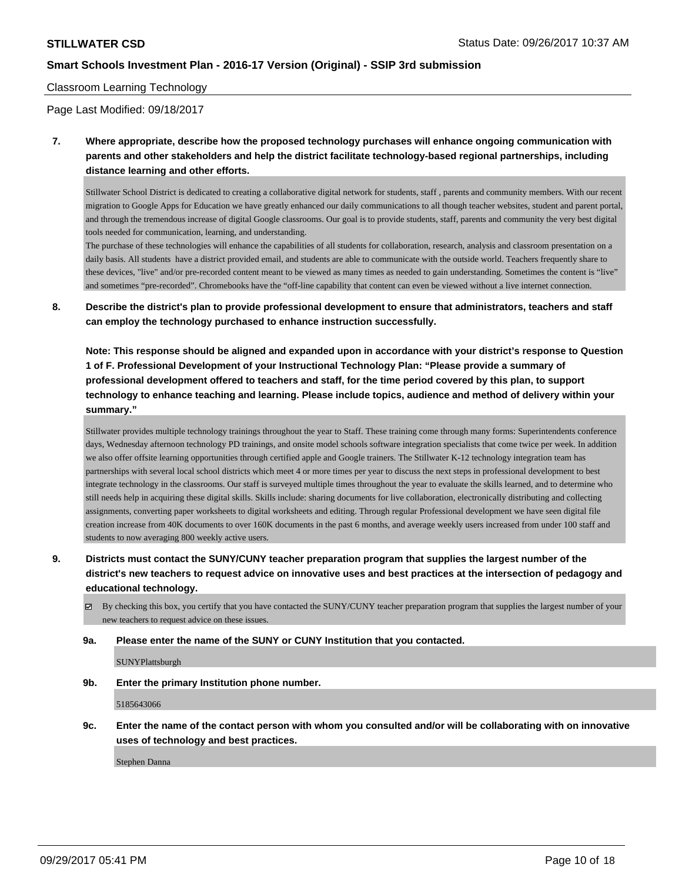Classroom Learning Technology

Page Last Modified: 09/18/2017

**7. Where appropriate, describe how the proposed technology purchases will enhance ongoing communication with parents and other stakeholders and help the district facilitate technology-based regional partnerships, including distance learning and other efforts.**

Stillwater School District is dedicated to creating a collaborative digital network for students, staff , parents and community members. With our recent migration to Google Apps for Education we have greatly enhanced our daily communications to all though teacher websites, student and parent portal, and through the tremendous increase of digital Google classrooms. Our goal is to provide students, staff, parents and community the very best digital tools needed for communication, learning, and understanding.
The purchase of these technologies will enhance the capabilities of all students for collaboration, research, analysis and classroom presentation on a daily basis. All students have a district provided email, and students are able to communicate with the outside world. Teachers frequently share to these devices, "live" and/or pre-recorded content meant to be viewed as many times as needed to gain understanding. Sometimes the content is “live” and sometimes “pre-recorded”. Chromebooks have the “off-line capability that content can even be viewed without a live internet connection.

**8. Describe the district's plan to provide professional development to ensure that administrators, teachers and staff can employ the technology purchased to enhance instruction successfully.**

**Note: This response should be aligned and expanded upon in accordance with your district’s response to Question 1 of F. Professional Development of your Instructional Technology Plan: “Please provide a summary of professional development offered to teachers and staff, for the time period covered by this plan, to support technology to enhance teaching and learning. Please include topics, audience and method of delivery within your summary.”**

Stillwater provides multiple technology trainings throughout the year to Staff. These training come through many forms: Superintendents conference days, Wednesday afternoon technology PD trainings, and onsite model schools software integration specialists that come twice per week. In addition we also offer offsite learning opportunities through certified apple and Google trainers. The Stillwater K-12 technology integration team has partnerships with several local school districts which meet 4 or more times per year to discuss the next steps in professional development to best integrate technology in the classrooms. Our staff is surveyed multiple times throughout the year to evaluate the skills learned, and to determine who still needs help in acquiring these digital skills. Skills include: sharing documents for live collaboration, electronically distributing and collecting assignments, converting paper worksheets to digital worksheets and editing. Through regular Professional development we have seen digital file creation increase from 40K documents to over 160K documents in the past 6 months, and average weekly users increased from under 100 staff and students to now averaging 800 weekly active users.

**9. Districts must contact the SUNY/CUNY teacher preparation program that supplies the largest number of the district's new teachers to request advice on innovative uses and best practices at the intersection of pedagogy and educational technology.**

☑ By checking this box, you certify that you have contacted the SUNY/CUNY teacher preparation program that supplies the largest number of your new teachers to request advice on these issues.

**9a. Please enter the name of the SUNY or CUNY Institution that you contacted.**

SUNYPlattsburgh

**9b. Enter the primary Institution phone number.**

5185643066

**9c. Enter the name of the contact person with whom you consulted and/or will be collaborating with on innovative uses of technology and best practices.**

Stephen Danna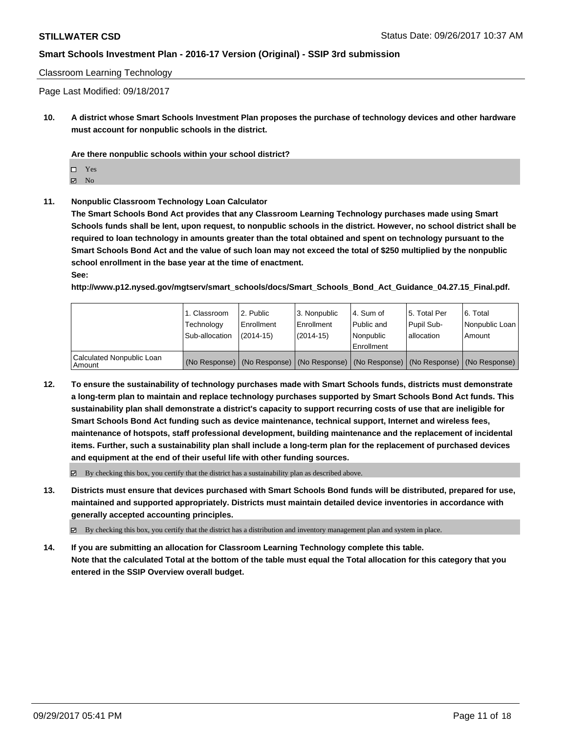Classroom Learning Technology

Page Last Modified: 09/18/2017

**10. A district whose Smart Schools Investment Plan proposes the purchase of technology devices and other hardware must account for nonpublic schools in the district.**

**Are there nonpublic schools within your school district?**

- ☐ Yes
- ☑ No

**11. Nonpublic Classroom Technology Loan Calculator**

**The Smart Schools Bond Act provides that any Classroom Learning Technology purchases made using Smart Schools funds shall be lent, upon request, to nonpublic schools in the district. However, no school district shall be required to loan technology in amounts greater than the total obtained and spent on technology pursuant to the Smart Schools Bond Act and the value of such loan may not exceed the total of $250 multiplied by the nonpublic school enrollment in the base year at the time of enactment.**

**See:**

**http://www.p12.nysed.gov/mgtserv/smart_schools/docs/Smart_Schools_Bond_Act_Guidance_04.27.15_Final.pdf.**

| | 1. Classroom Technology Sub-allocation | 2. Public Enrollment (2014-15) | 3. Nonpublic Enrollment (2014-15) | 4. Sum of Public and Nonpublic Enrollment | 5. Total Per Pupil Sub-allocation | 6. Total Nonpublic Loan Amount |
|---|---|---|---|---|---|---|
| Calculated Nonpublic Loan Amount | (No Response) | (No Response) | (No Response) | (No Response) | (No Response) | (No Response) |

**12. To ensure the sustainability of technology purchases made with Smart Schools funds, districts must demonstrate a long-term plan to maintain and replace technology purchases supported by Smart Schools Bond Act funds. This sustainability plan shall demonstrate a district's capacity to support recurring costs of use that are ineligible for Smart Schools Bond Act funding such as device maintenance, technical support, Internet and wireless fees, maintenance of hotspots, staff professional development, building maintenance and the replacement of incidental items. Further, such a sustainability plan shall include a long-term plan for the replacement of purchased devices and equipment at the end of their useful life with other funding sources.**

☑ By checking this box, you certify that the district has a sustainability plan as described above.

**13. Districts must ensure that devices purchased with Smart Schools Bond funds will be distributed, prepared for use, maintained and supported appropriately. Districts must maintain detailed device inventories in accordance with generally accepted accounting principles.**

☑ By checking this box, you certify that the district has a distribution and inventory management plan and system in place.

**14. If you are submitting an allocation for Classroom Learning Technology complete this table. Note that the calculated Total at the bottom of the table must equal the Total allocation for this category that you entered in the SSIP Overview overall budget.**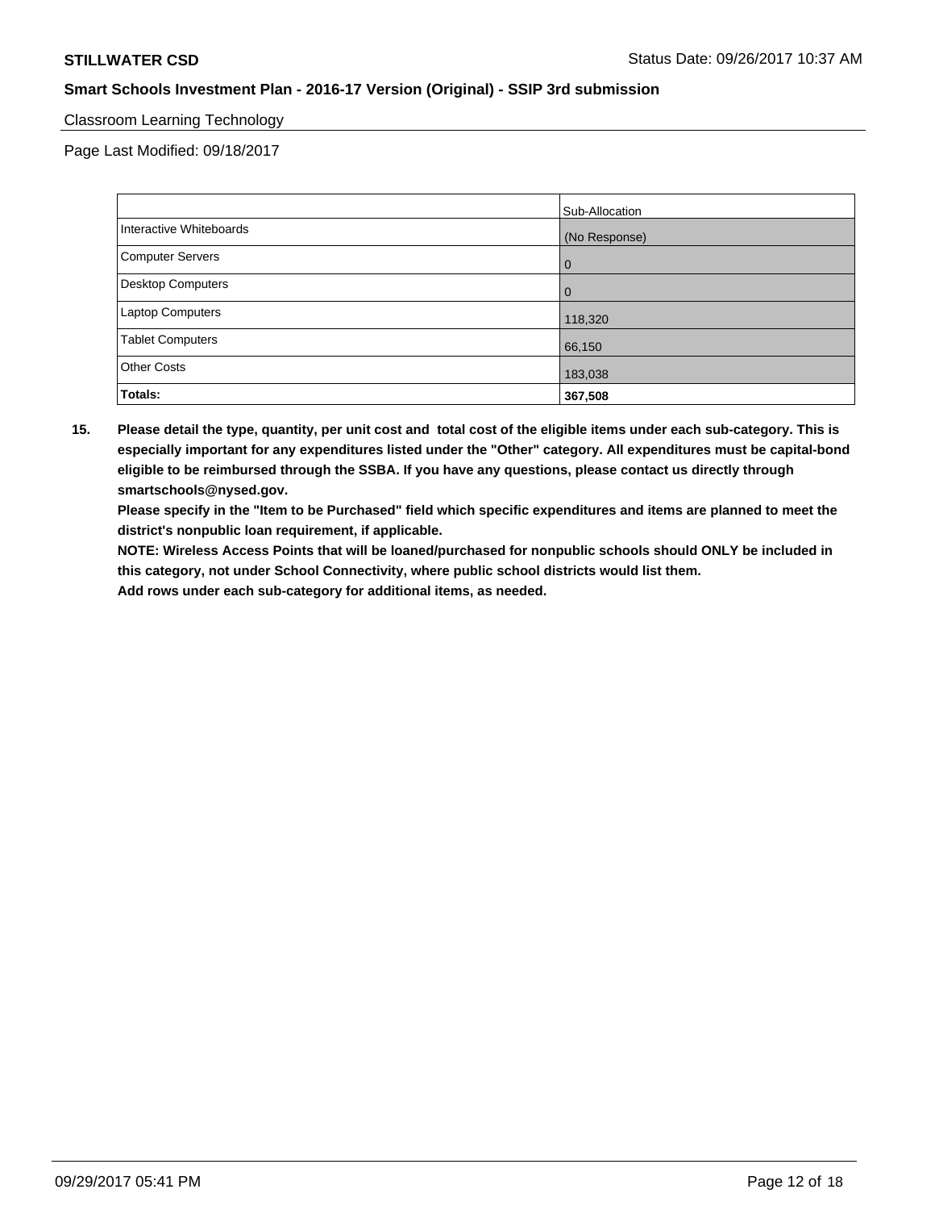Classroom Learning Technology

Page Last Modified: 09/18/2017

| | Sub-Allocation |
|---|---|
| Interactive Whiteboards | (No Response) |
| Computer Servers | 0 |
| Desktop Computers | 0 |
| Laptop Computers | 118,320 |
| Tablet Computers | 66,150 |
| Other Costs | 183,038 |
| **Totals:** | **367,508** |

**15. Please detail the type, quantity, per unit cost and total cost of the eligible items under each sub-category. This is especially important for any expenditures listed under the "Other" category. All expenditures must be capital-bond eligible to be reimbursed through the SSBA. If you have any questions, please contact us directly through smartschools@nysed.gov.**

**Please specify in the "Item to be Purchased" field which specific expenditures and items are planned to meet the district's nonpublic loan requirement, if applicable.**

**NOTE: Wireless Access Points that will be loaned/purchased for nonpublic schools should ONLY be included in this category, not under School Connectivity, where public school districts would list them.**

**Add rows under each sub-category for additional items, as needed.**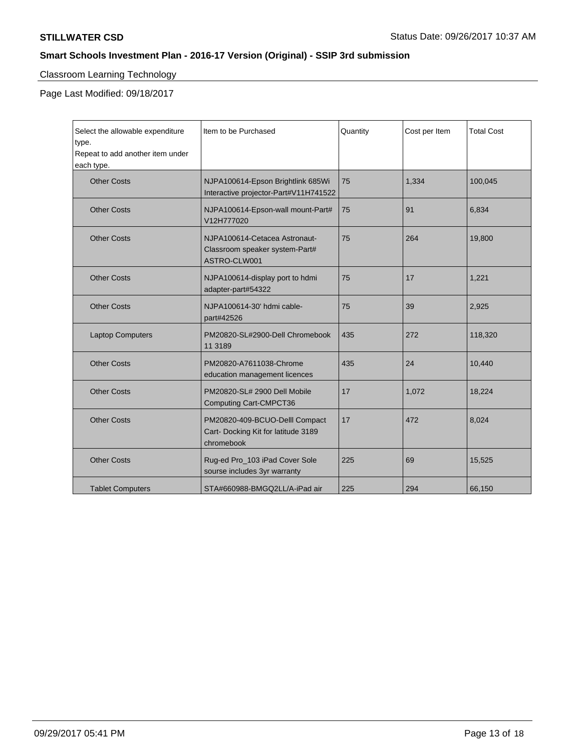## Classroom Learning Technology

Page Last Modified: 09/18/2017

| Select the allowable expenditure type.<br>Repeat to add another item under each type. | Item to be Purchased | Quantity | Cost per Item | Total Cost |
|---|---|---|---|---|
| Other Costs | NJPA100614-Epson Brightlink 685Wi Interactive projector-Part#V11H741522 | 75 | 1,334 | 100,045 |
| Other Costs | NJPA100614-Epson-wall mount-Part# V12H777020 | 75 | 91 | 6,834 |
| Other Costs | NJPA100614-Cetacea Astronaut-Classroom speaker system-Part# ASTRO-CLW001 | 75 | 264 | 19,800 |
| Other Costs | NJPA100614-display port to hdmi adapter-part#54322 | 75 | 17 | 1,221 |
| Other Costs | NJPA100614-30' hdmi cable-part#42526 | 75 | 39 | 2,925 |
| Laptop Computers | PM20820-SL#2900-Dell Chromebook 11 3189 | 435 | 272 | 118,320 |
| Other Costs | PM20820-A7611038-Chrome education management licences | 435 | 24 | 10,440 |
| Other Costs | PM20820-SL# 2900 Dell Mobile Computing Cart-CMPCT36 | 17 | 1,072 | 18,224 |
| Other Costs | PM20820-409-BCUO-Delll Compact Cart- Docking Kit for latitude 3189 chromebook | 17 | 472 | 8,024 |
| Other Costs | Rug-ed Pro_103 iPad Cover Sole sourse includes 3yr warranty | 225 | 69 | 15,525 |
| Tablet Computers | STA#660988-BMGQ2LL/A-iPad air | 225 | 294 | 66,150 |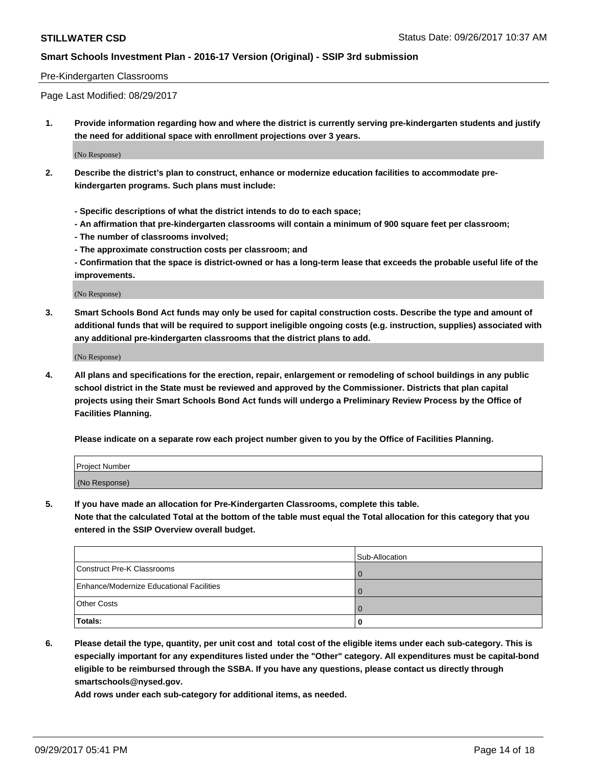Pre-Kindergarten Classrooms

Page Last Modified: 08/29/2017

**1. Provide information regarding how and where the district is currently serving pre-kindergarten students and justify the need for additional space with enrollment projections over 3 years.**

(No Response)

**2. Describe the district's plan to construct, enhance or modernize education facilities to accommodate pre-kindergarten programs. Such plans must include:**

**- Specific descriptions of what the district intends to do to each space;**
**- An affirmation that pre-kindergarten classrooms will contain a minimum of 900 square feet per classroom;**
**- The number of classrooms involved;**
**- The approximate construction costs per classroom; and**
**- Confirmation that the space is district-owned or has a long-term lease that exceeds the probable useful life of the improvements.**

(No Response)

**3. Smart Schools Bond Act funds may only be used for capital construction costs. Describe the type and amount of additional funds that will be required to support ineligible ongoing costs (e.g. instruction, supplies) associated with any additional pre-kindergarten classrooms that the district plans to add.**

(No Response)

**4. All plans and specifications for the erection, repair, enlargement or remodeling of school buildings in any public school district in the State must be reviewed and approved by the Commissioner. Districts that plan capital projects using their Smart Schools Bond Act funds will undergo a Preliminary Review Process by the Office of Facilities Planning.**

**Please indicate on a separate row each project number given to you by the Office of Facilities Planning.**

| Project Number |
| --- |
| (No Response) |

**5. If you have made an allocation for Pre-Kindergarten Classrooms, complete this table.**
**Note that the calculated Total at the bottom of the table must equal the Total allocation for this category that you entered in the SSIP Overview overall budget.**

| | Sub-Allocation |
| --- | --- |
| Construct Pre-K Classrooms | 0 |
| Enhance/Modernize Educational Facilities | 0 |
| Other Costs | 0 |
| **Totals:** | **0** |

**6. Please detail the type, quantity, per unit cost and total cost of the eligible items under each sub-category. This is especially important for any expenditures listed under the "Other" category. All expenditures must be capital-bond eligible to be reimbursed through the SSBA. If you have any questions, please contact us directly through smartschools@nysed.gov.**
**Add rows under each sub-category for additional items, as needed.**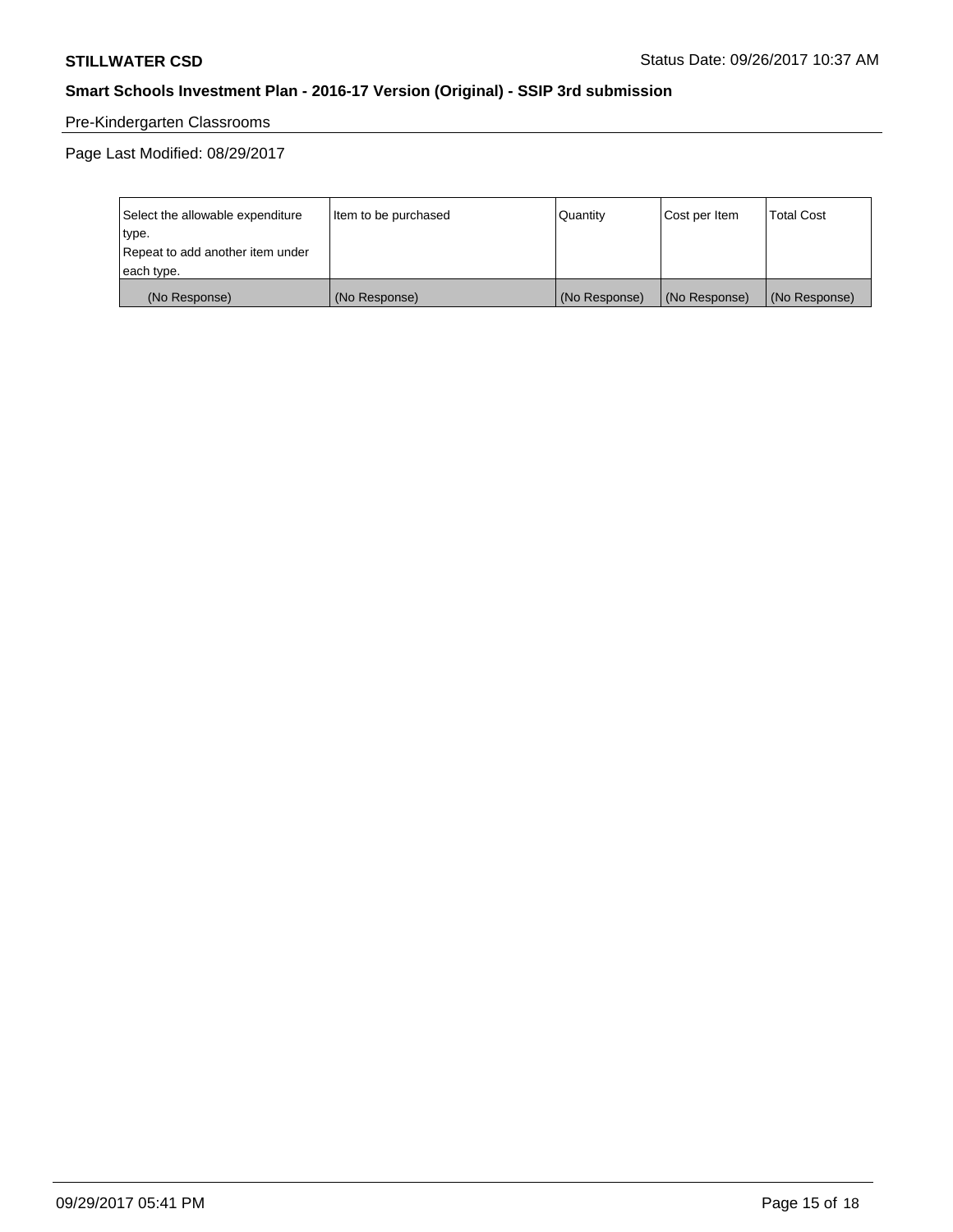Pre-Kindergarten Classrooms

Page Last Modified: 08/29/2017

| Select the allowable expenditure type. Repeat to add another item under each type. | Item to be purchased | Quantity | Cost per Item | Total Cost |
|---|---|---|---|---|
| (No Response) | (No Response) | (No Response) | (No Response) | (No Response) |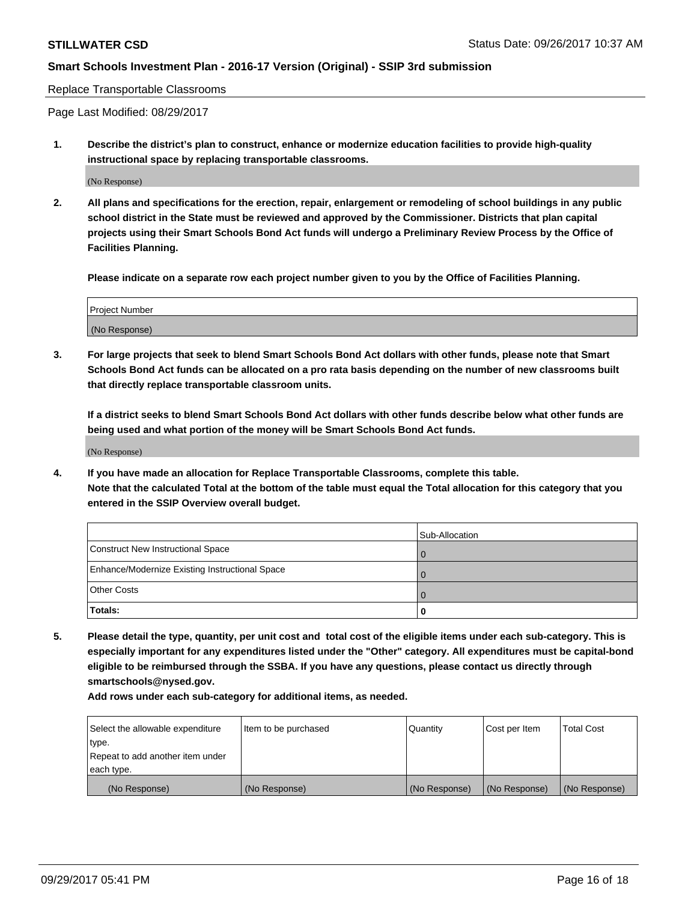Replace Transportable Classrooms

Page Last Modified: 08/29/2017

1. **Describe the district's plan to construct, enhance or modernize education facilities to provide high-quality instructional space by replacing transportable classrooms.**

(No Response)

2. **All plans and specifications for the erection, repair, enlargement or remodeling of school buildings in any public school district in the State must be reviewed and approved by the Commissioner. Districts that plan capital projects using their Smart Schools Bond Act funds will undergo a Preliminary Review Process by the Office of Facilities Planning.**

**Please indicate on a separate row each project number given to you by the Office of Facilities Planning.**

| Project Number |
|---|
| (No Response) |

3. **For large projects that seek to blend Smart Schools Bond Act dollars with other funds, please note that Smart Schools Bond Act funds can be allocated on a pro rata basis depending on the number of new classrooms built that directly replace transportable classroom units.**

**If a district seeks to blend Smart Schools Bond Act dollars with other funds describe below what other funds are being used and what portion of the money will be Smart Schools Bond Act funds.**

(No Response)

4. **If you have made an allocation for Replace Transportable Classrooms, complete this table. Note that the calculated Total at the bottom of the table must equal the Total allocation for this category that you entered in the SSIP Overview overall budget.**

| | Sub-Allocation |
|---|---|
| Construct New Instructional Space | 0 |
| Enhance/Modernize Existing Instructional Space | 0 |
| Other Costs | 0 |
| **Totals:** | **0** |

5. **Please detail the type, quantity, per unit cost and total cost of the eligible items under each sub-category. This is especially important for any expenditures listed under the "Other" category. All expenditures must be capital-bond eligible to be reimbursed through the SSBA. If you have any questions, please contact us directly through smartschools@nysed.gov.**

**Add rows under each sub-category for additional items, as needed.**

| Select the allowable expenditure type. Repeat to add another item under each type. | Item to be purchased | Quantity | Cost per Item | Total Cost |
|---|---|---|---|---|
| (No Response) | (No Response) | (No Response) | (No Response) | (No Response) |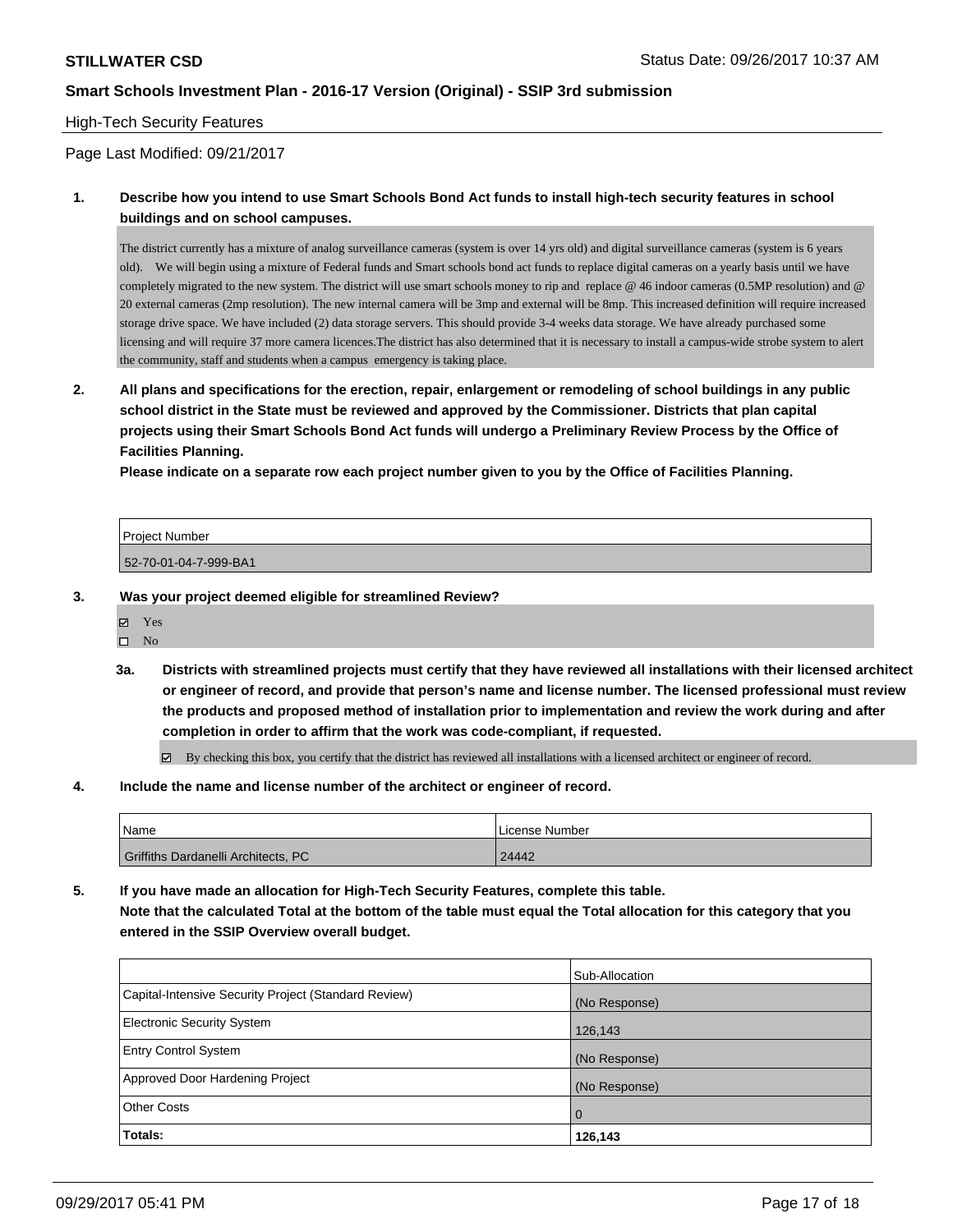High-Tech Security Features

Page Last Modified: 09/21/2017

**1. Describe how you intend to use Smart Schools Bond Act funds to install high-tech security features in school buildings and on school campuses.**

The district currently has a mixture of analog surveillance cameras (system is over 14 yrs old) and digital surveillance cameras (system is 6 years old).    We will begin using a mixture of Federal funds and Smart schools bond act funds to replace digital cameras on a yearly basis until we have completely migrated to the new system. The district will use smart schools money to rip and  replace @ 46 indoor cameras (0.5MP resolution) and @ 20 external cameras (2mp resolution). The new internal camera will be 3mp and external will be 8mp. This increased definition will require increased storage drive space. We have included (2) data storage servers. This should provide 3-4 weeks data storage. We have already purchased some licensing and will require 37 more camera licences.The district has also determined that it is necessary to install a campus-wide strobe system to alert the community, staff and students when a campus  emergency is taking place.

**2. All plans and specifications for the erection, repair, enlargement or remodeling of school buildings in any public school district in the State must be reviewed and approved by the Commissioner. Districts that plan capital projects using their Smart Schools Bond Act funds will undergo a Preliminary Review Process by the Office of Facilities Planning.**

**Please indicate on a separate row each project number given to you by the Office of Facilities Planning.**

| Project Number |
|---|
| 52-70-01-04-7-999-BA1 |

**3. Was your project deemed eligible for streamlined Review?**

- ☑ Yes
- ☐ No

**3a. Districts with streamlined projects must certify that they have reviewed all installations with their licensed architect or engineer of record, and provide that person's name and license number. The licensed professional must review the products and proposed method of installation prior to implementation and review the work during and after completion in order to affirm that the work was code-compliant, if requested.**

☑ By checking this box, you certify that the district has reviewed all installations with a licensed architect or engineer of record.

**4. Include the name and license number of the architect or engineer of record.**

| Name | License Number |
|---|---|
| Griffiths Dardanelli Architects, PC | 24442 |

**5. If you have made an allocation for High-Tech Security Features, complete this table.**
**Note that the calculated Total at the bottom of the table must equal the Total allocation for this category that you entered in the SSIP Overview overall budget.**

| | Sub-Allocation |
|---|---|
| Capital-Intensive Security Project (Standard Review) | (No Response) |
| Electronic Security System | 126,143 |
| Entry Control System | (No Response) |
| Approved Door Hardening Project | (No Response) |
| Other Costs | 0 |
| **Totals:** | **126,143** |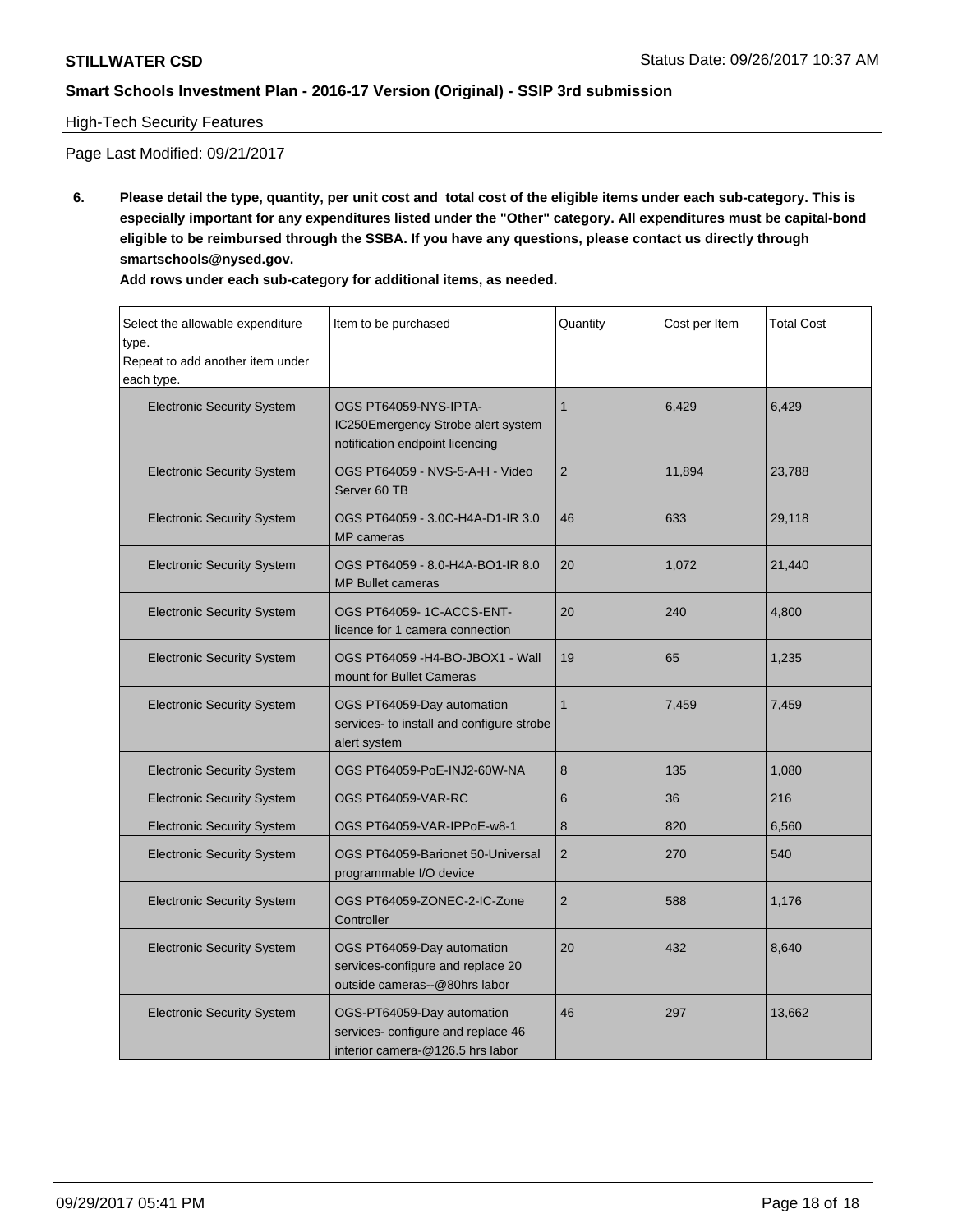High-Tech Security Features

Page Last Modified: 09/21/2017

**6. Please detail the type, quantity, per unit cost and total cost of the eligible items under each sub-category. This is especially important for any expenditures listed under the "Other" category. All expenditures must be capital-bond eligible to be reimbursed through the SSBA. If you have any questions, please contact us directly through smartschools@nysed.gov.**

**Add rows under each sub-category for additional items, as needed.**

| Select the allowable expenditure type. Repeat to add another item under each type. | Item to be purchased | Quantity | Cost per Item | Total Cost |
|---|---|---|---|---|
| Electronic Security System | OGS PT64059-NYS-IPTA-IC250Emergency Strobe alert system notification endpoint licencing | 1 | 6,429 | 6,429 |
| Electronic Security System | OGS PT64059 - NVS-5-A-H - Video Server 60 TB | 2 | 11,894 | 23,788 |
| Electronic Security System | OGS PT64059 - 3.0C-H4A-D1-IR 3.0 MP cameras | 46 | 633 | 29,118 |
| Electronic Security System | OGS PT64059 - 8.0-H4A-BO1-IR 8.0 MP Bullet cameras | 20 | 1,072 | 21,440 |
| Electronic Security System | OGS PT64059- 1C-ACCS-ENT-licence for 1 camera connection | 20 | 240 | 4,800 |
| Electronic Security System | OGS PT64059 -H4-BO-JBOX1 - Wall mount for Bullet Cameras | 19 | 65 | 1,235 |
| Electronic Security System | OGS PT64059-Day automation services- to install and configure strobe alert system | 1 | 7,459 | 7,459 |
| Electronic Security System | OGS PT64059-PoE-INJ2-60W-NA | 8 | 135 | 1,080 |
| Electronic Security System | OGS PT64059-VAR-RC | 6 | 36 | 216 |
| Electronic Security System | OGS PT64059-VAR-IPPoE-w8-1 | 8 | 820 | 6,560 |
| Electronic Security System | OGS PT64059-Barionet 50-Universal programmable I/O device | 2 | 270 | 540 |
| Electronic Security System | OGS PT64059-ZONEC-2-IC-Zone Controller | 2 | 588 | 1,176 |
| Electronic Security System | OGS PT64059-Day automation services-configure and replace 20 outside cameras--@80hrs labor | 20 | 432 | 8,640 |
| Electronic Security System | OGS-PT64059-Day automation services- configure and replace 46 interior camera-@126.5 hrs labor | 46 | 297 | 13,662 |